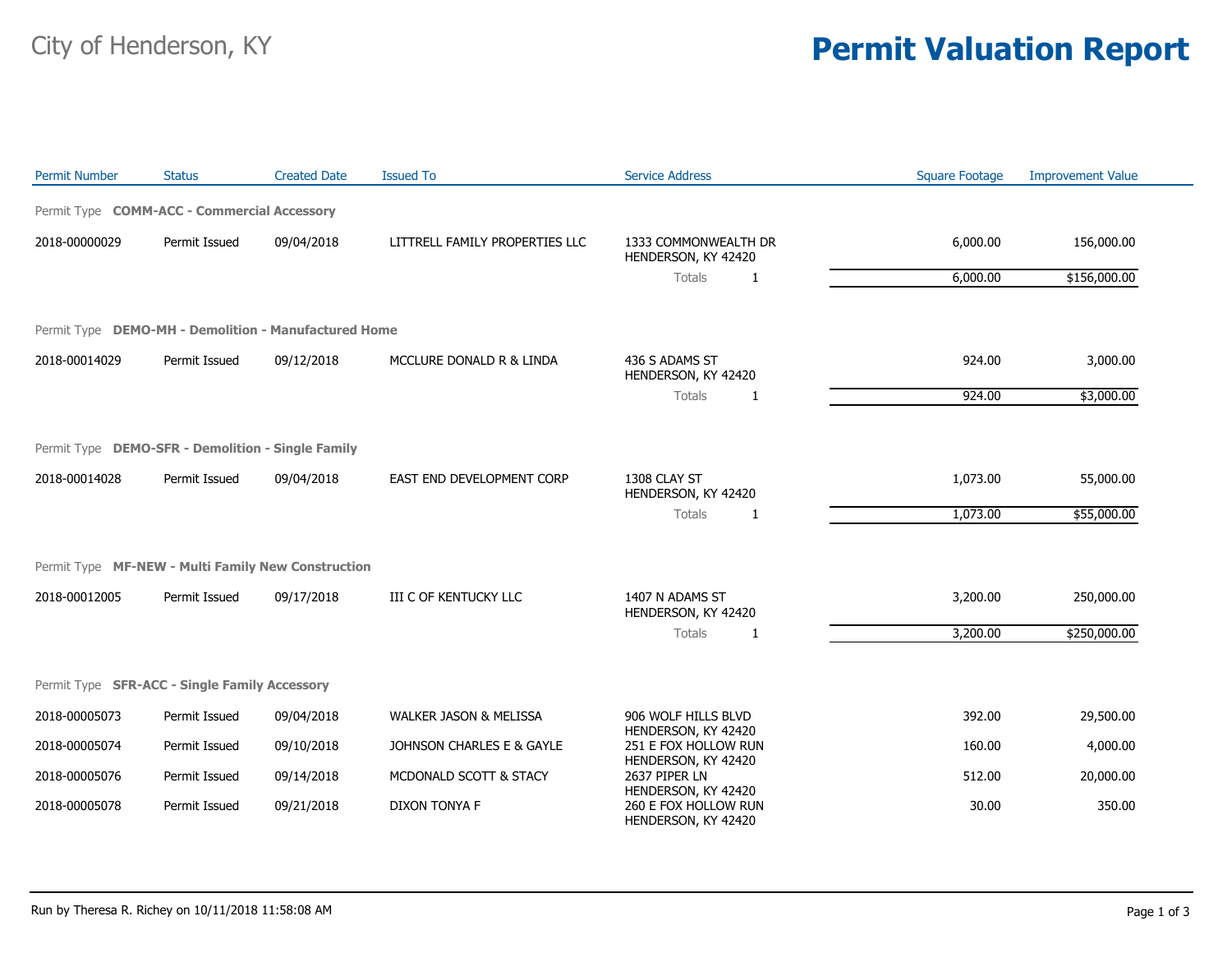City of Henderson, KY

# Permit Valuation Report

| Permit Number | Status | Created Date | Issued To | Service Address | Square Footage | Improvement Value |
|---|---|---|---|---|---|---|
| Permit Type **COMM-ACC - Commercial Accessory** | | | | | | |
| 2018-00000029 | Permit Issued | 09/04/2018 | LITTRELL FAMILY PROPERTIES LLC | 1333 COMMONWEALTH DR HENDERSON, KY 42420 | 6,000.00 | 156,000.00 |
| | | | | Totals 1 | 6,000.00 | $156,000.00 |
| Permit Type **DEMO-MH - Demolition - Manufactured Home** | | | | | | |
| 2018-00014029 | Permit Issued | 09/12/2018 | MCCLURE DONALD R & LINDA | 436 S ADAMS ST HENDERSON, KY 42420 | 924.00 | 3,000.00 |
| | | | | Totals 1 | 924.00 | $3,000.00 |
| Permit Type **DEMO-SFR - Demolition - Single Family** | | | | | | |
| 2018-00014028 | Permit Issued | 09/04/2018 | EAST END DEVELOPMENT CORP | 1308 CLAY ST HENDERSON, KY 42420 | 1,073.00 | 55,000.00 |
| | | | | Totals 1 | 1,073.00 | $55,000.00 |
| Permit Type **MF-NEW - Multi Family New Construction** | | | | | | |
| 2018-00012005 | Permit Issued | 09/17/2018 | III C OF KENTUCKY LLC | 1407 N ADAMS ST HENDERSON, KY 42420 | 3,200.00 | 250,000.00 |
| | | | | Totals 1 | 3,200.00 | $250,000.00 |
| Permit Type **SFR-ACC - Single Family Accessory** | | | | | | |
| 2018-00005073 | Permit Issued | 09/04/2018 | WALKER JASON & MELISSA | 906 WOLF HILLS BLVD HENDERSON, KY 42420 | 392.00 | 29,500.00 |
| 2018-00005074 | Permit Issued | 09/10/2018 | JOHNSON CHARLES E & GAYLE | 251 E FOX HOLLOW RUN HENDERSON, KY 42420 | 160.00 | 4,000.00 |
| 2018-00005076 | Permit Issued | 09/14/2018 | MCDONALD SCOTT & STACY | 2637 PIPER LN HENDERSON, KY 42420 | 512.00 | 20,000.00 |
| 2018-00005078 | Permit Issued | 09/21/2018 | DIXON TONYA F | 260 E FOX HOLLOW RUN HENDERSON, KY 42420 | 30.00 | 350.00 |

Run by Theresa R. Richey on 10/11/2018 11:58:08 AM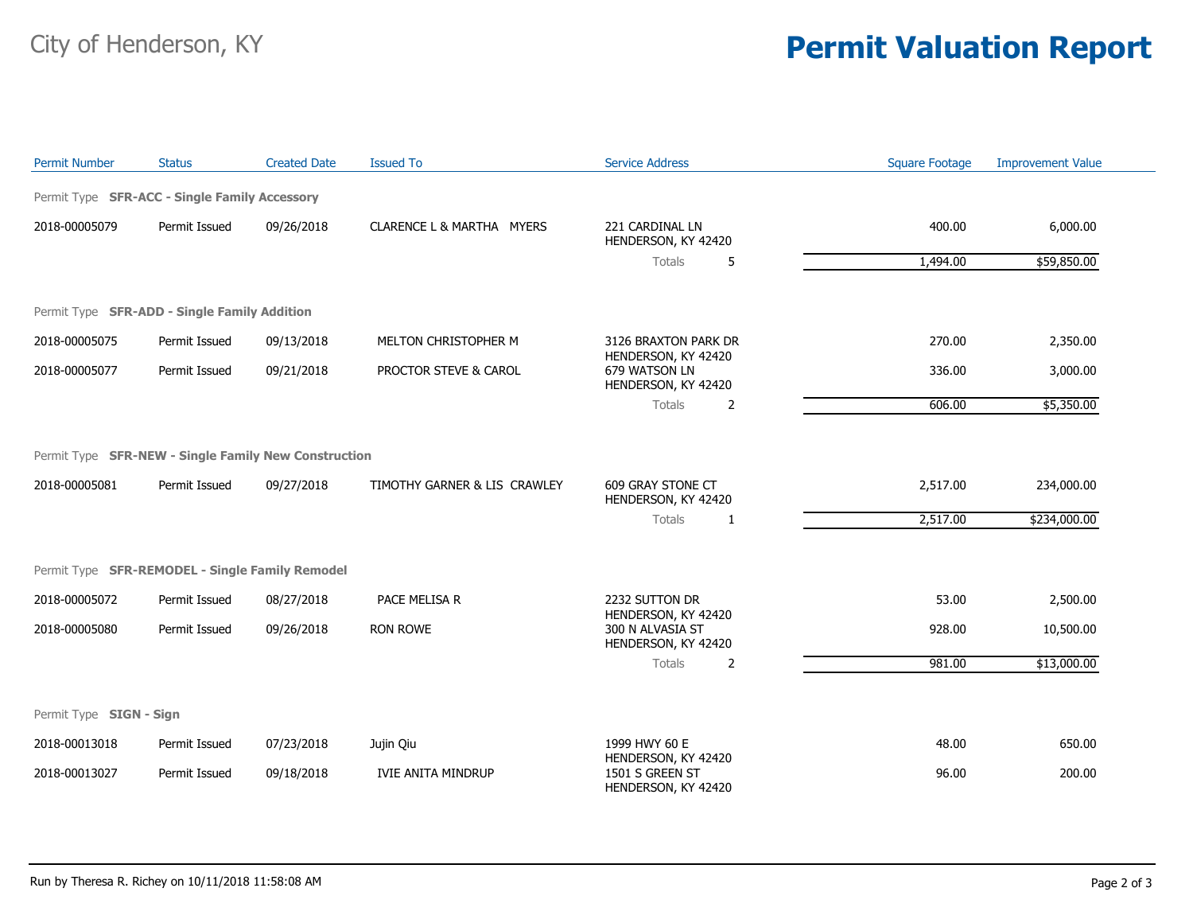City of Henderson, KY

# Permit Valuation Report

| Permit Number | Status | Created Date | Issued To | Service Address | | Square Footage | Improvement Value |
|---|---|---|---|---|---|---|---|
| **Permit Type SFR-ACC - Single Family Accessory** | | | | | | | |
| 2018-00005079 | Permit Issued | 09/26/2018 | CLARENCE L & MARTHA MYERS | 221 CARDINAL LN HENDERSON, KY 42420 | | 400.00 | 6,000.00 |
| | | | | Totals | 5 | 1,494.00 | $59,850.00 |
| **Permit Type SFR-ADD - Single Family Addition** | | | | | | | |
| 2018-00005075 | Permit Issued | 09/13/2018 | MELTON CHRISTOPHER M | 3126 BRAXTON PARK DR HENDERSON, KY 42420 | | 270.00 | 2,350.00 |
| 2018-00005077 | Permit Issued | 09/21/2018 | PROCTOR STEVE & CAROL | 679 WATSON LN HENDERSON, KY 42420 | | 336.00 | 3,000.00 |
| | | | | Totals | 2 | 606.00 | $5,350.00 |
| **Permit Type SFR-NEW - Single Family New Construction** | | | | | | | |
| 2018-00005081 | Permit Issued | 09/27/2018 | TIMOTHY GARNER & LIS CRAWLEY | 609 GRAY STONE CT HENDERSON, KY 42420 | | 2,517.00 | 234,000.00 |
| | | | | Totals | 1 | 2,517.00 | $234,000.00 |
| **Permit Type SFR-REMODEL - Single Family Remodel** | | | | | | | |
| 2018-00005072 | Permit Issued | 08/27/2018 | PACE MELISA R | 2232 SUTTON DR HENDERSON, KY 42420 | | 53.00 | 2,500.00 |
| 2018-00005080 | Permit Issued | 09/26/2018 | RON ROWE | 300 N ALVASIA ST HENDERSON, KY 42420 | | 928.00 | 10,500.00 |
| | | | | Totals | 2 | 981.00 | $13,000.00 |
| **Permit Type SIGN - Sign** | | | | | | | |
| 2018-00013018 | Permit Issued | 07/23/2018 | Jujin Qiu | 1999 HWY 60 E HENDERSON, KY 42420 | | 48.00 | 650.00 |
| 2018-00013027 | Permit Issued | 09/18/2018 | IVIE ANITA MINDRUP | 1501 S GREEN ST HENDERSON, KY 42420 | | 96.00 | 200.00 |

Run by Theresa R. Richey on 10/11/2018 11:58:08 AM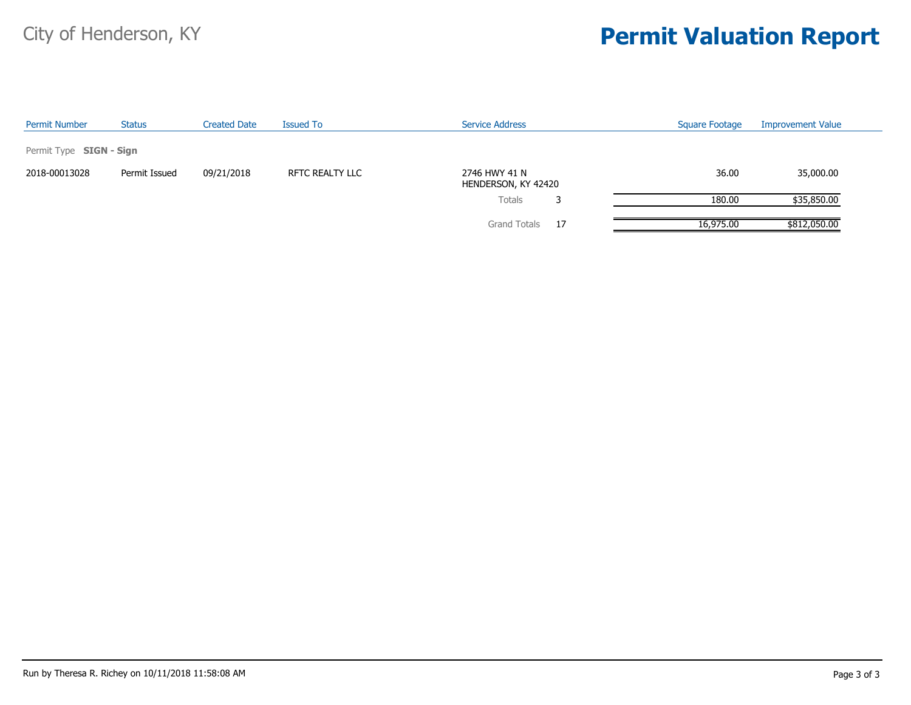City of Henderson, KY

# Permit Valuation Report

| Permit Number | Status | Created Date | Issued To | Service Address | | Square Footage | Improvement Value |
|---|---|---|---|---|---|---|---|
| Permit Type **SIGN - Sign** | | | | | | | |
| 2018-00013028 | Permit Issued | 09/21/2018 | RFTC REALTY LLC | 2746 HWY 41 N HENDERSON, KY 42420 | | 36.00 | 35,000.00 |
| | | | | Totals | 3 | 180.00 | $35,850.00 |
| | | | | Grand Totals | 17 | 16,975.00 | $812,050.00 |

Run by Theresa R. Richey on 10/11/2018 11:58:08 AM